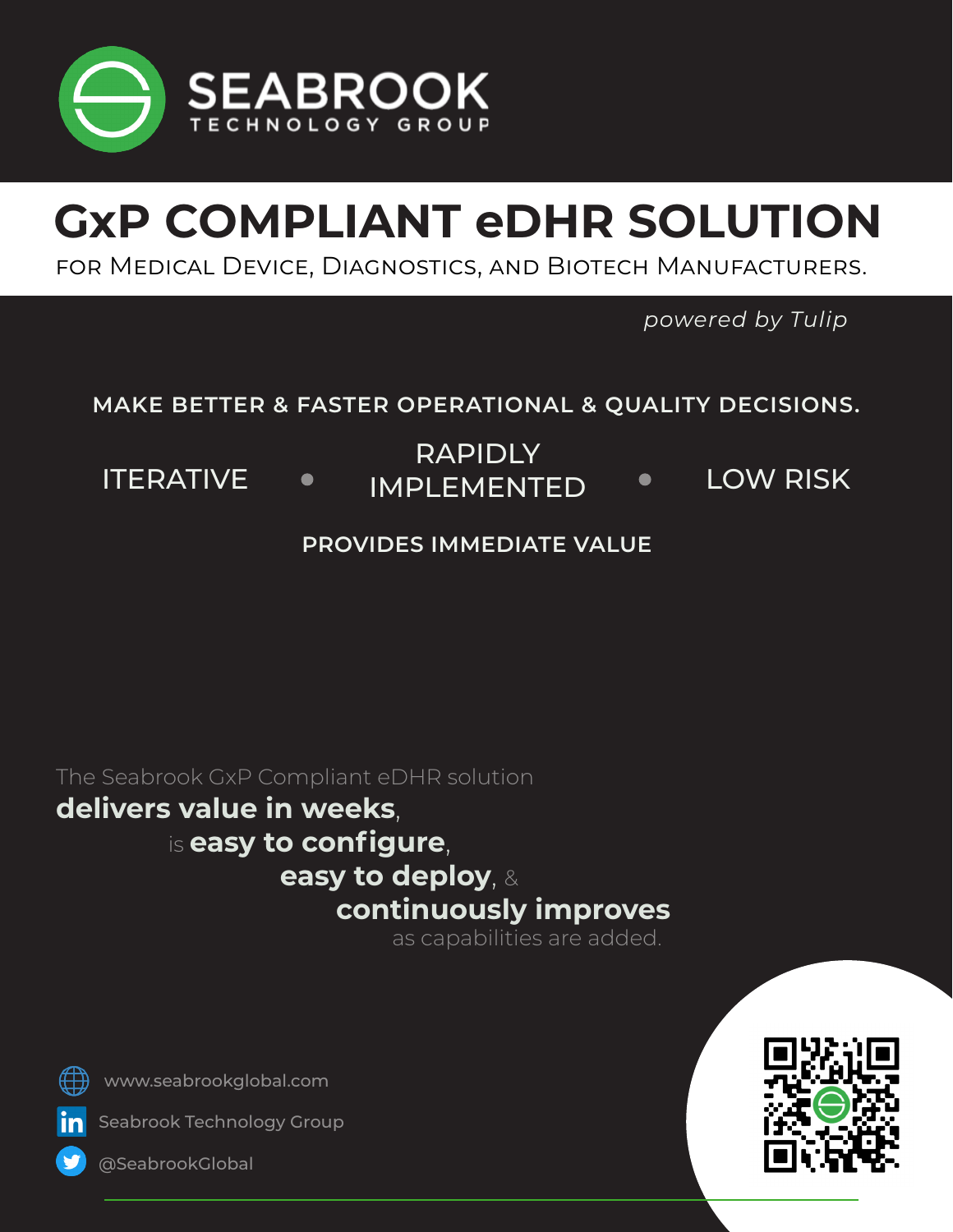SEABROOK
TECHNOLOGY GROUP

# GxP COMPLIANT eDHR SOLUTION

FOR MEDICAL DEVICE, DIAGNOSTICS, AND BIOTECH MANUFACTURERS.

*powered by Tulip*

## MAKE BETTER & FASTER OPERATIONAL & QUALITY DECISIONS.

ITERATIVE • RAPIDLY IMPLEMENTED • LOW RISK

**PROVIDES IMMEDIATE VALUE**

The Seabrook GxP Compliant eDHR solution **delivers value in weeks**, is **easy to configure**, **easy to deploy**, & **continuously improves** as capabilities are added.

www.seabrookglobal.com

Seabrook Technology Group

@SeabrookGlobal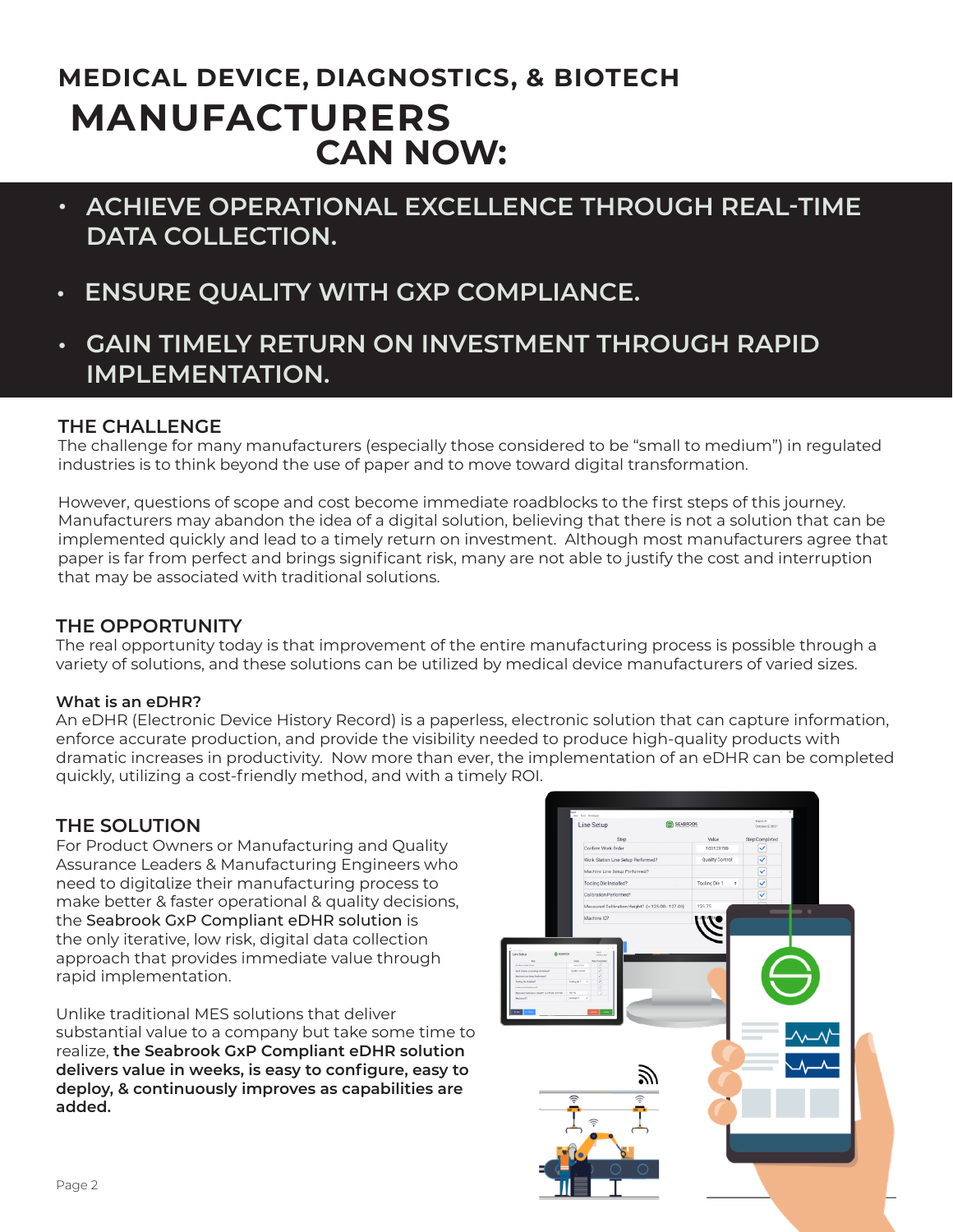# MEDICAL DEVICE, DIAGNOSTICS, & BIOTECH MANUFACTURERS CAN NOW:

- **ACHIEVE OPERATIONAL EXCELLENCE THROUGH REAL-TIME DATA COLLECTION.**
- **ENSURE QUALITY WITH GXP COMPLIANCE.**
- **GAIN TIMELY RETURN ON INVESTMENT THROUGH RAPID IMPLEMENTATION.**

## THE CHALLENGE

The challenge for many manufacturers (especially those considered to be "small to medium") in regulated industries is to think beyond the use of paper and to move toward digital transformation.

However, questions of scope and cost become immediate roadblocks to the first steps of this journey. Manufacturers may abandon the idea of a digital solution, believing that there is not a solution that can be implemented quickly and lead to a timely return on investment. Although most manufacturers agree that paper is far from perfect and brings significant risk, many are not able to justify the cost and interruption that may be associated with traditional solutions.

## THE OPPORTUNITY

The real opportunity today is that improvement of the entire manufacturing process is possible through a variety of solutions, and these solutions can be utilized by medical device manufacturers of varied sizes.

### What is an eDHR?

An eDHR (Electronic Device History Record) is a paperless, electronic solution that can capture information, enforce accurate production, and provide the visibility needed to produce high-quality products with dramatic increases in productivity. Now more than ever, the implementation of an eDHR can be completed quickly, utilizing a cost-friendly method, and with a timely ROI.

## THE SOLUTION

For Product Owners or Manufacturing and Quality Assurance Leaders & Manufacturing Engineers who need to digitalize their manufacturing process to make better & faster operational & quality decisions, the **Seabrook GxP Compliant eDHR solution** is the only iterative, low risk, digital data collection approach that provides immediate value through rapid implementation.

Unlike traditional MES solutions that deliver substantial value to a company but take some time to realize, **the Seabrook GxP Compliant eDHR solution delivers value in weeks, is easy to configure, easy to deploy, & continuously improves as capabilities are added.**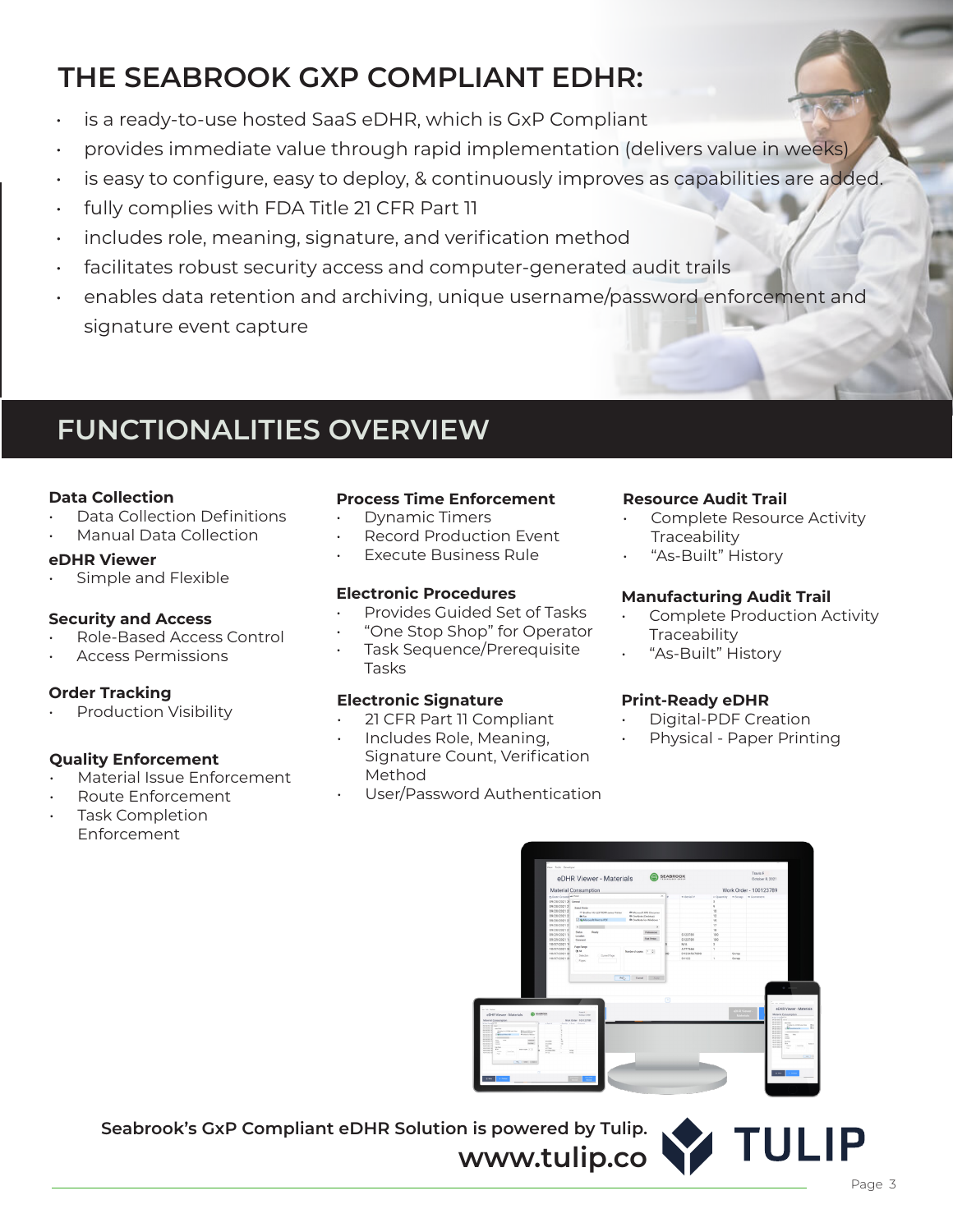# THE SEABROOK GXP COMPLIANT EDHR:

- is a ready-to-use hosted SaaS eDHR, which is GxP Compliant
- provides immediate value through rapid implementation (delivers value in weeks)
- is easy to configure, easy to deploy, & continuously improves as capabilities are added.
- fully complies with FDA Title 21 CFR Part 11
- includes role, meaning, signature, and verification method
- facilitates robust security access and computer-generated audit trails
- enables data retention and archiving, unique username/password enforcement and signature event capture

## FUNCTIONALITIES OVERVIEW

**Data Collection**
- Data Collection Definitions
- Manual Data Collection

**eDHR Viewer**
- Simple and Flexible

**Security and Access**
- Role-Based Access Control
- Access Permissions

**Order Tracking**
- Production Visibility

**Quality Enforcement**
- Material Issue Enforcement
- Route Enforcement
- Task Completion Enforcement

**Process Time Enforcement**
- Dynamic Timers
- Record Production Event
- Execute Business Rule

**Electronic Procedures**
- Provides Guided Set of Tasks
- "One Stop Shop" for Operator
- Task Sequence/Prerequisite Tasks

**Electronic Signature**
- 21 CFR Part 11 Compliant
- Includes Role, Meaning, Signature Count, Verification Method
- User/Password Authentication

**Resource Audit Trail**
- Complete Resource Activity Traceability
- "As-Built" History

**Manufacturing Audit Trail**
- Complete Production Activity Traceability
- "As-Built" History

**Print-Ready eDHR**
- Digital-PDF Creation
- Physical - Paper Printing

**Seabrook's GxP Compliant eDHR Solution is powered by Tulip.**
**www.tulip.co**

TULIP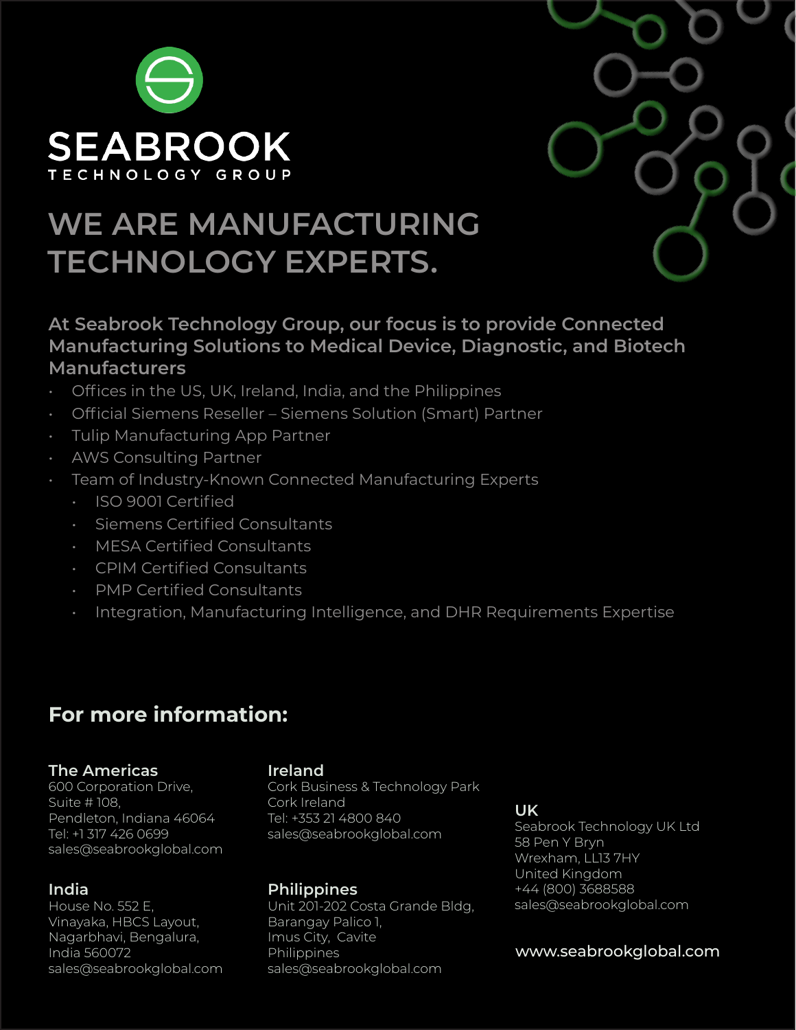# SEABROOK

TECHNOLOGY GROUP

# WE ARE MANUFACTURING TECHNOLOGY EXPERTS.

**At Seabrook Technology Group, our focus is to provide Connected Manufacturing Solutions to Medical Device, Diagnostic, and Biotech Manufacturers**

- Offices in the US, UK, Ireland, India, and the Philippines
- Official Siemens Reseller – Siemens Solution (Smart) Partner
- Tulip Manufacturing App Partner
- AWS Consulting Partner
- Team of Industry-Known Connected Manufacturing Experts
  - ISO 9001 Certified
  - Siemens Certified Consultants
  - MESA Certified Consultants
  - CPIM Certified Consultants
  - PMP Certified Consultants
  - Integration, Manufacturing Intelligence, and DHR Requirements Expertise

## For more information:

**The Americas**
600 Corporation Drive,
Suite # 108,
Pendleton, Indiana 46064
Tel: +1 317 426 0699
sales@seabrookglobal.com

**India**
House No. 552 E,
Vinayaka, HBCS Layout,
Nagarbhavi, Bengalura,
India 560072
sales@seabrookglobal.com

**Ireland**
Cork Business & Technology Park
Cork Ireland
Tel: +353 21 4800 840
sales@seabrookglobal.com

**Philippines**
Unit 201-202 Costa Grande Bldg,
Barangay Palico 1,
Imus City, Cavite
Philippines
sales@seabrookglobal.com

**UK**
Seabrook Technology UK Ltd
58 Pen Y Bryn
Wrexham, LL13 7HY
United Kingdom
+44 (800) 3688588
sales@seabrookglobal.com

www.seabrookglobal.com